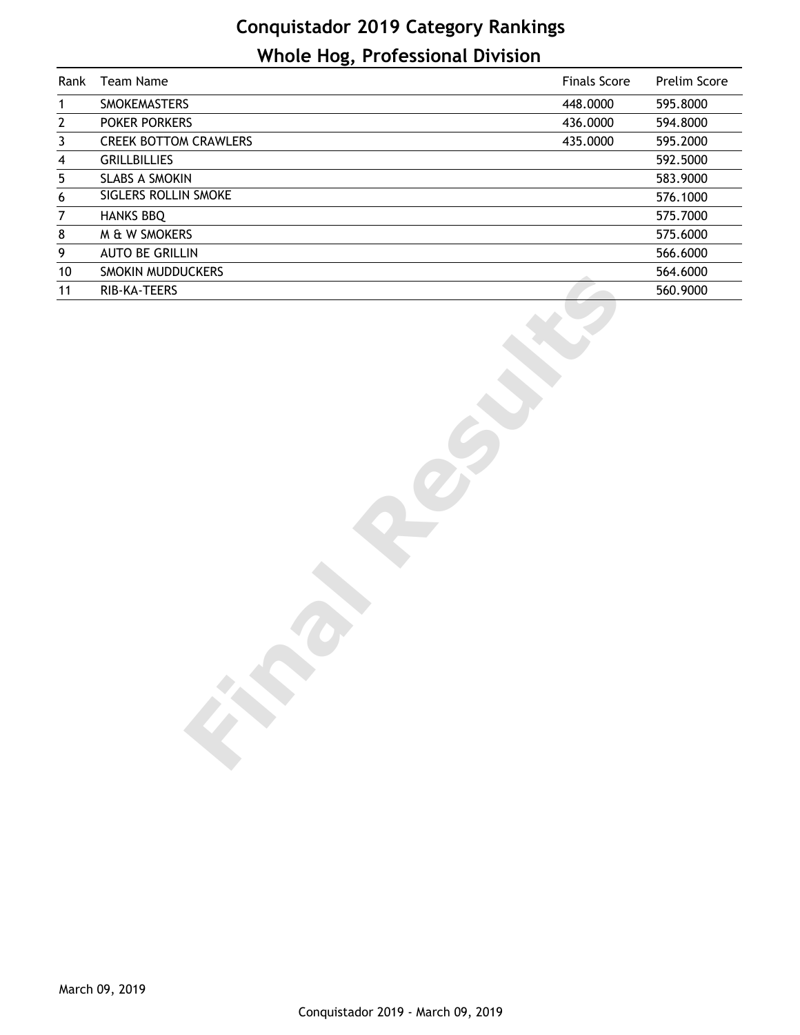# Conquistador 2019 Category Rankings

## Whole Hog, Professional Division

| Rank | Team Name | Finals Score | Prelim Score |
|---|---|---|---|
| 1 | SMOKEMASTERS | 448.0000 | 595.8000 |
| 2 | POKER PORKERS | 436.0000 | 594.8000 |
| 3 | CREEK BOTTOM CRAWLERS | 435.0000 | 595.2000 |
| 4 | GRILLBILLIES | | 592.5000 |
| 5 | SLABS A SMOKIN | | 583.9000 |
| 6 | SIGLERS ROLLIN SMOKE | | 576.1000 |
| 7 | HANKS BBQ | | 575.7000 |
| 8 | M & W SMOKERS | | 575.6000 |
| 9 | AUTO BE GRILLIN | | 566.6000 |
| 10 | SMOKIN MUDDUCKERS | | 564.6000 |
| 11 | RIB-KA-TEERS | | 560.9000 |

Final Results

March 09, 2019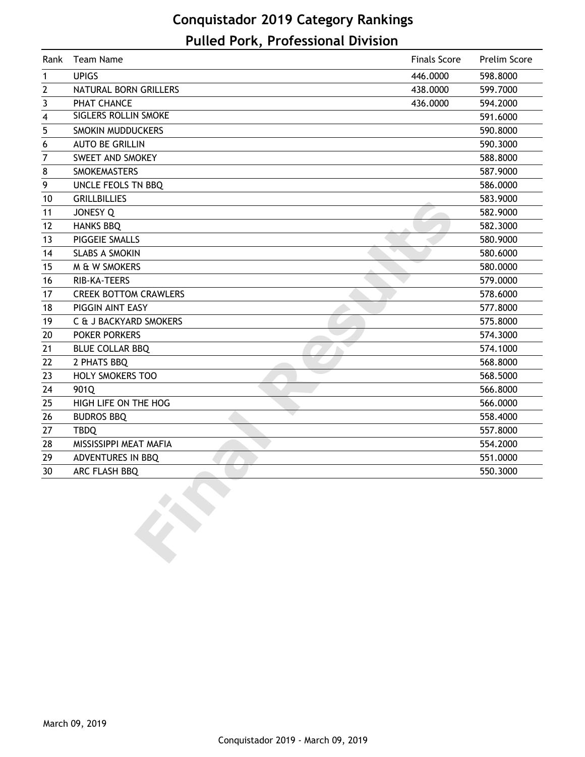# Conquistador 2019 Category Rankings

## Pulled Pork, Professional Division

| Rank | Team Name | Finals Score | Prelim Score |
|---|---|---|---|
| 1 | UPIGS | 446.0000 | 598.8000 |
| 2 | NATURAL BORN GRILLERS | 438.0000 | 599.7000 |
| 3 | PHAT CHANCE | 436.0000 | 594.2000 |
| 4 | SIGLERS ROLLIN SMOKE | | 591.6000 |
| 5 | SMOKIN MUDDUCKERS | | 590.8000 |
| 6 | AUTO BE GRILLIN | | 590.3000 |
| 7 | SWEET AND SMOKEY | | 588.8000 |
| 8 | SMOKEMASTERS | | 587.9000 |
| 9 | UNCLE FEOLS TN BBQ | | 586.0000 |
| 10 | GRILLBILLIES | | 583.9000 |
| 11 | JONESY Q | | 582.9000 |
| 12 | HANKS BBQ | | 582.3000 |
| 13 | PIGGEIE SMALLS | | 580.9000 |
| 14 | SLABS A SMOKIN | | 580.6000 |
| 15 | M & W SMOKERS | | 580.0000 |
| 16 | RIB-KA-TEERS | | 579.0000 |
| 17 | CREEK BOTTOM CRAWLERS | | 578.6000 |
| 18 | PIGGIN AINT EASY | | 577.8000 |
| 19 | C & J BACKYARD SMOKERS | | 575.8000 |
| 20 | POKER PORKERS | | 574.3000 |
| 21 | BLUE COLLAR BBQ | | 574.1000 |
| 22 | 2 PHATS BBQ | | 568.8000 |
| 23 | HOLY SMOKERS TOO | | 568.5000 |
| 24 | 901Q | | 566.8000 |
| 25 | HIGH LIFE ON THE HOG | | 566.0000 |
| 26 | BUDROS BBQ | | 558.4000 |
| 27 | TBDQ | | 557.8000 |
| 28 | MISSISSIPPI MEAT MAFIA | | 554.2000 |
| 29 | ADVENTURES IN BBQ | | 551.0000 |
| 30 | ARC FLASH BBQ | | 550.3000 |

March 09, 2019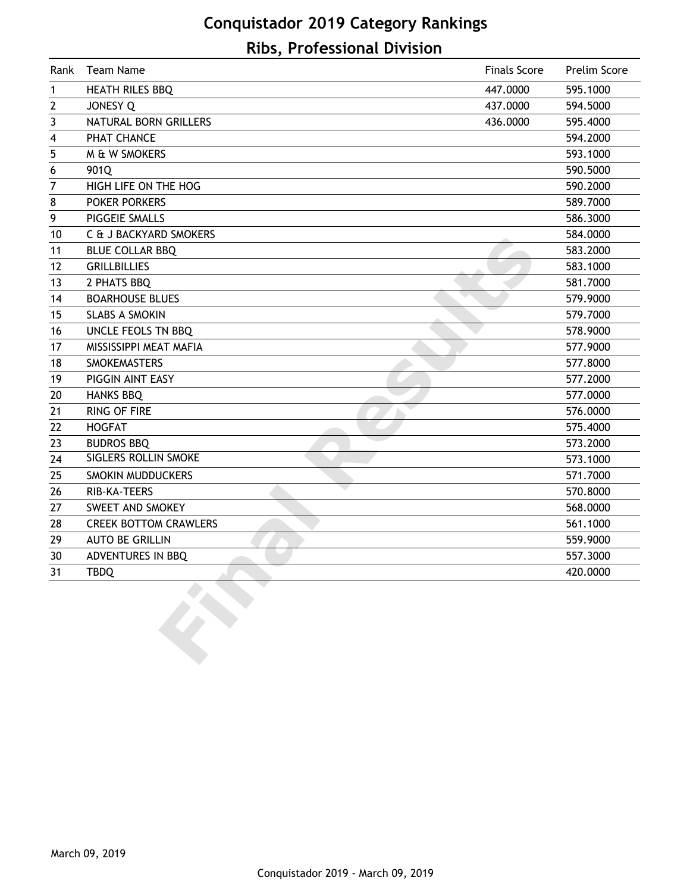# Conquistador 2019 Category Rankings

## Ribs, Professional Division

| Rank | Team Name | Finals Score | Prelim Score |
|---|---|---|---|
| 1 | HEATH RILES BBQ | 447.0000 | 595.1000 |
| 2 | JONESY Q | 437.0000 | 594.5000 |
| 3 | NATURAL BORN GRILLERS | 436.0000 | 595.4000 |
| 4 | PHAT CHANCE | | 594.2000 |
| 5 | M & W SMOKERS | | 593.1000 |
| 6 | 901Q | | 590.5000 |
| 7 | HIGH LIFE ON THE HOG | | 590.2000 |
| 8 | POKER PORKERS | | 589.7000 |
| 9 | PIGGEIE SMALLS | | 586.3000 |
| 10 | C & J BACKYARD SMOKERS | | 584.0000 |
| 11 | BLUE COLLAR BBQ | | 583.2000 |
| 12 | GRILLBILLIES | | 583.1000 |
| 13 | 2 PHATS BBQ | | 581.7000 |
| 14 | BOARHOUSE BLUES | | 579.9000 |
| 15 | SLABS A SMOKIN | | 579.7000 |
| 16 | UNCLE FEOLS TN BBQ | | 578.9000 |
| 17 | MISSISSIPPI MEAT MAFIA | | 577.9000 |
| 18 | SMOKEMASTERS | | 577.8000 |
| 19 | PIGGIN AINT EASY | | 577.2000 |
| 20 | HANKS BBQ | | 577.0000 |
| 21 | RING OF FIRE | | 576.0000 |
| 22 | HOGFAT | | 575.4000 |
| 23 | BUDROS BBQ | | 573.2000 |
| 24 | SIGLERS ROLLIN SMOKE | | 573.1000 |
| 25 | SMOKIN MUDDUCKERS | | 571.7000 |
| 26 | RIB-KA-TEERS | | 570.8000 |
| 27 | SWEET AND SMOKEY | | 568.0000 |
| 28 | CREEK BOTTOM CRAWLERS | | 561.1000 |
| 29 | AUTO BE GRILLIN | | 559.9000 |
| 30 | ADVENTURES IN BBQ | | 557.3000 |
| 31 | TBDQ | | 420.0000 |

Final Results

March 09, 2019